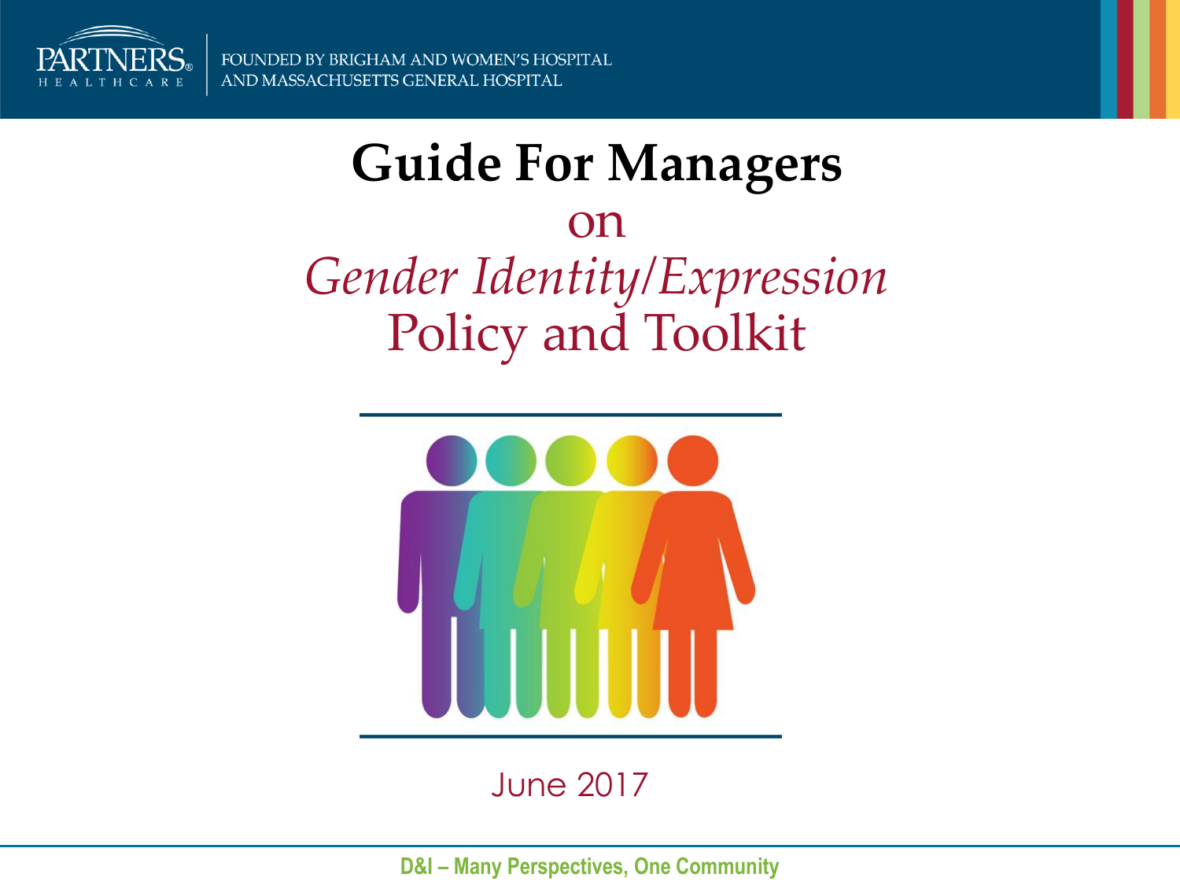PARTNERS HEALTHCARE

FOUNDED BY BRIGHAM AND WOMEN'S HOSPITAL AND MASSACHUSETTS GENERAL HOSPITAL

# Guide For Managers

## on

## *Gender Identity/Expression* Policy and Toolkit

June 2017

**D&I – Many Perspectives, One Community**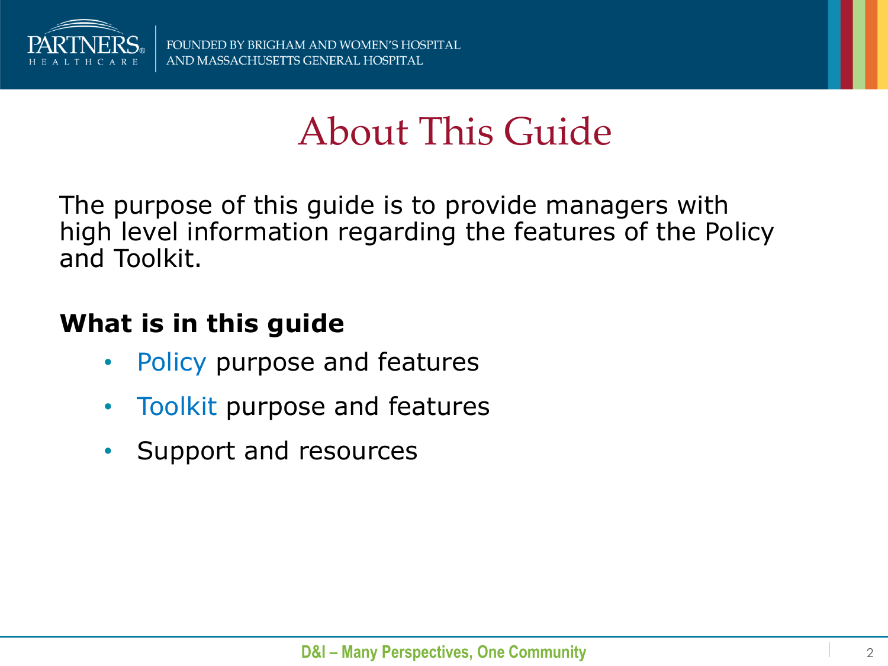# About This Guide

The purpose of this guide is to provide managers with high level information regarding the features of the Policy and Toolkit.

**What is in this guide**

- Policy purpose and features
- Toolkit purpose and features
- Support and resources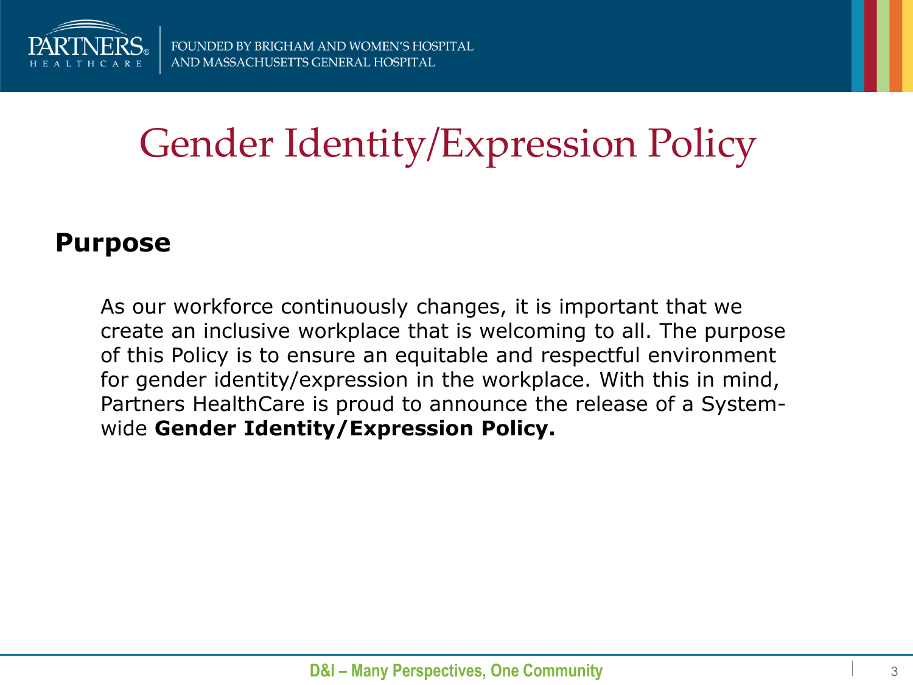# Gender Identity/Expression Policy

## Purpose

As our workforce continuously changes, it is important that we create an inclusive workplace that is welcoming to all. The purpose of this Policy is to ensure an equitable and respectful environment for gender identity/expression in the workplace. With this in mind, Partners HealthCare is proud to announce the release of a System-wide **Gender Identity/Expression Policy.**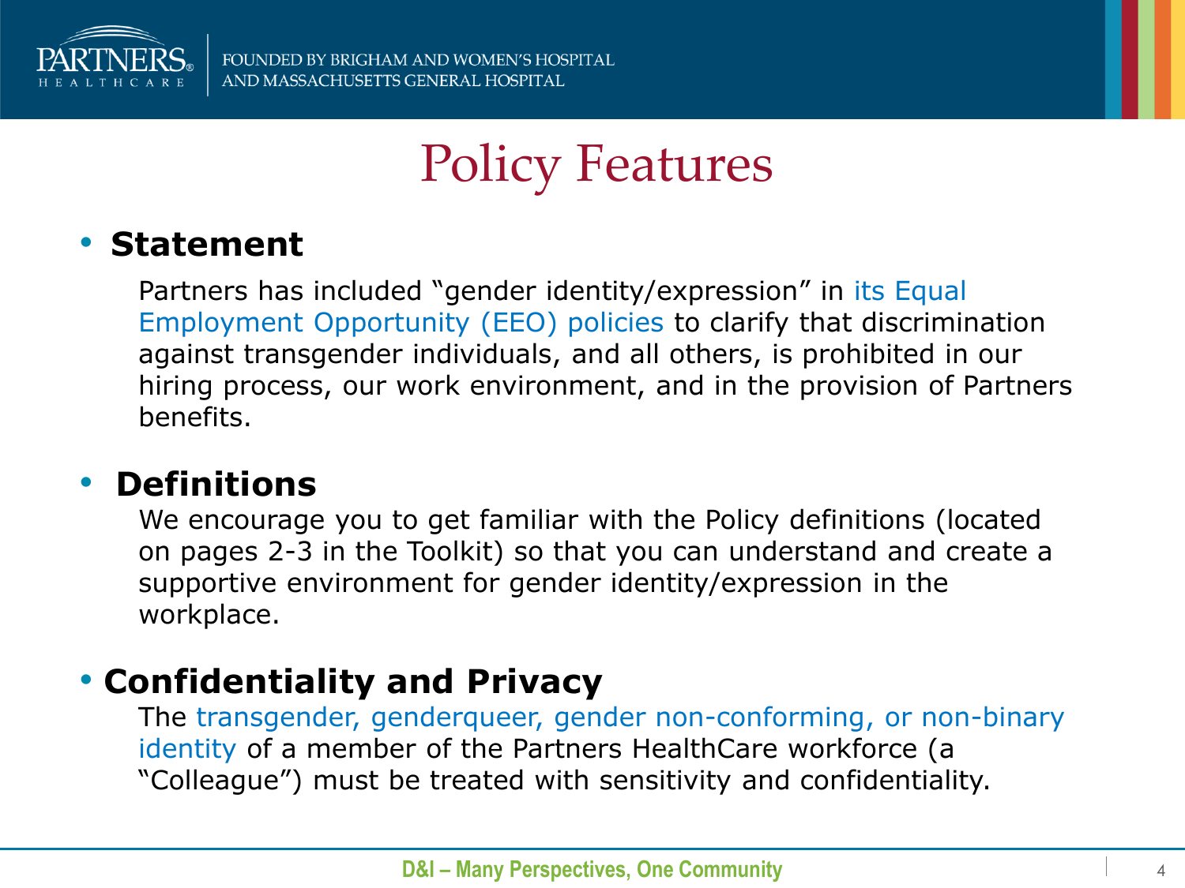# Policy Features

- **Statement**

  Partners has included "gender identity/expression" in its Equal Employment Opportunity (EEO) policies to clarify that discrimination against transgender individuals, and all others, is prohibited in our hiring process, our work environment, and in the provision of Partners benefits.

- **Definitions**

  We encourage you to get familiar with the Policy definitions (located on pages 2-3 in the Toolkit) so that you can understand and create a supportive environment for gender identity/expression in the workplace.

- **Confidentiality and Privacy**

  The transgender, genderqueer, gender non-conforming, or non-binary identity of a member of the Partners HealthCare workforce (a "Colleague") must be treated with sensitivity and confidentiality.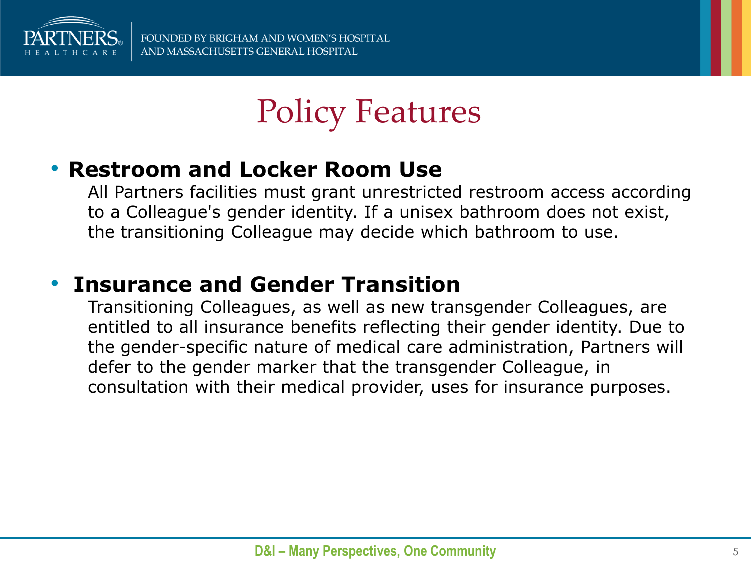# Policy Features

- **Restroom and Locker Room Use**

  All Partners facilities must grant unrestricted restroom access according to a Colleague's gender identity. If a unisex bathroom does not exist, the transitioning Colleague may decide which bathroom to use.

- **Insurance and Gender Transition**

  Transitioning Colleagues, as well as new transgender Colleagues, are entitled to all insurance benefits reflecting their gender identity. Due to the gender-specific nature of medical care administration, Partners will defer to the gender marker that the transgender Colleague, in consultation with their medical provider, uses for insurance purposes.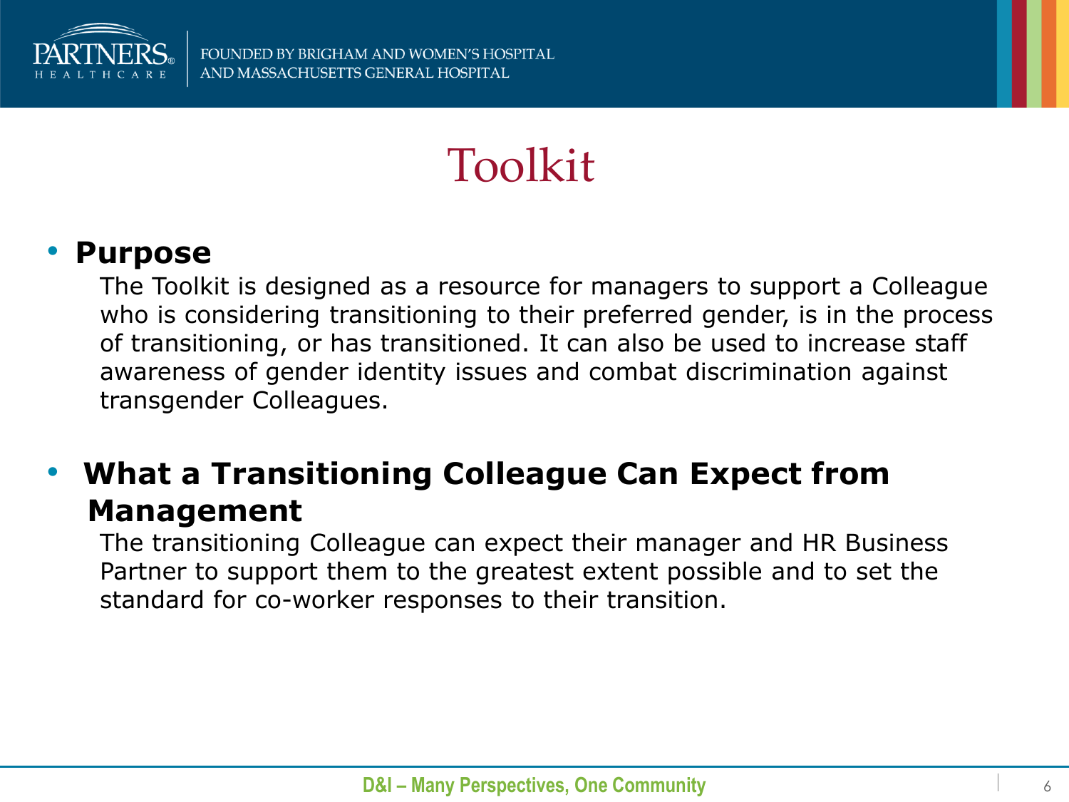# Toolkit

- **Purpose**

  The Toolkit is designed as a resource for managers to support a Colleague who is considering transitioning to their preferred gender, is in the process of transitioning, or has transitioned. It can also be used to increase staff awareness of gender identity issues and combat discrimination against transgender Colleagues.

- **What a Transitioning Colleague Can Expect from Management**

  The transitioning Colleague can expect their manager and HR Business Partner to support them to the greatest extent possible and to set the standard for co-worker responses to their transition.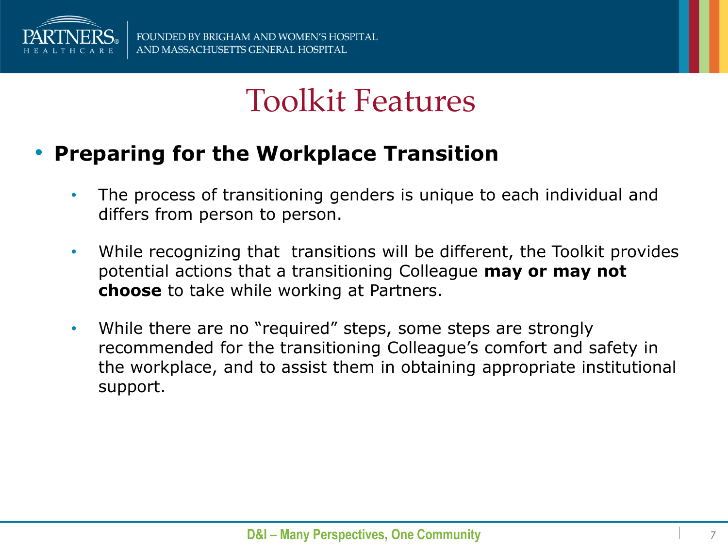# Toolkit Features

- **Preparing for the Workplace Transition**
  - The process of transitioning genders is unique to each individual and differs from person to person.
  - While recognizing that transitions will be different, the Toolkit provides potential actions that a transitioning Colleague **may or may not choose** to take while working at Partners.
  - While there are no "required" steps, some steps are strongly recommended for the transitioning Colleague's comfort and safety in the workplace, and to assist them in obtaining appropriate institutional support.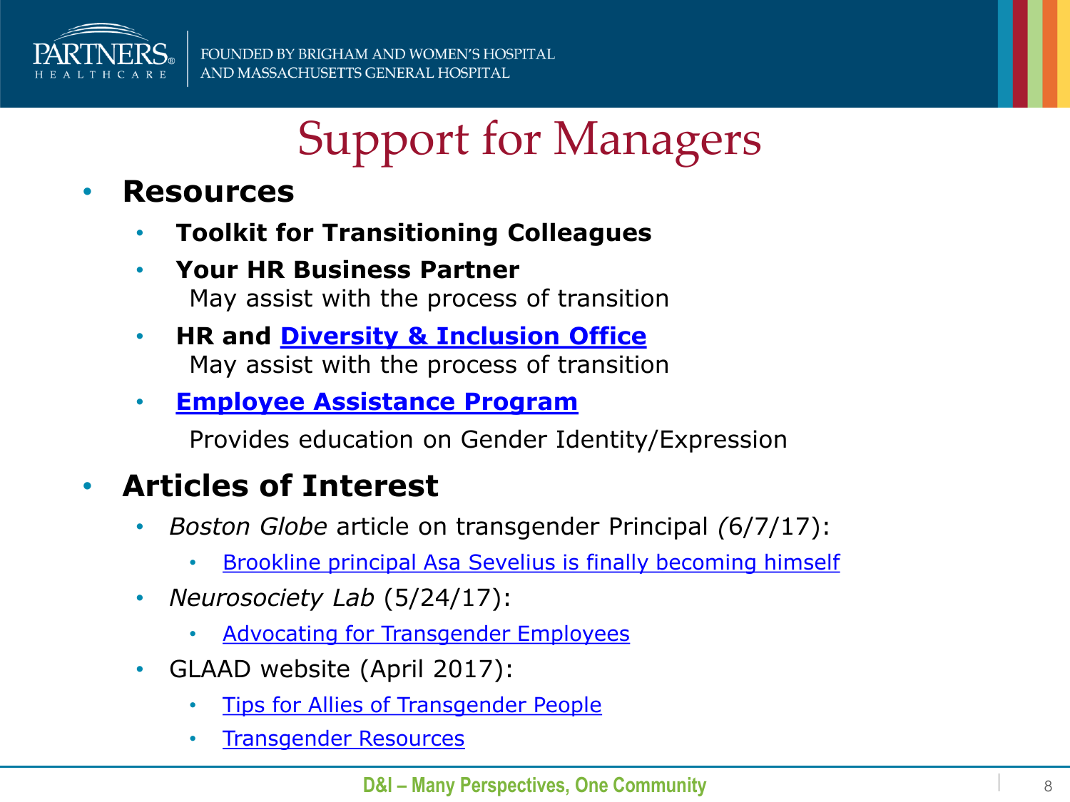# Support for Managers

- **Resources**
  - **Toolkit for Transitioning Colleagues**
  - **Your HR Business Partner**
    May assist with the process of transition
  - **HR and Diversity & Inclusion Office**
    May assist with the process of transition
  - **Employee Assistance Program**
    Provides education on Gender Identity/Expression

- **Articles of Interest**
  - *Boston Globe* article on transgender Principal (6/7/17):
    - Brookline principal Asa Sevelius is finally becoming himself
  - *Neurosociety Lab* (5/24/17):
    - Advocating for Transgender Employees
  - GLAAD website (April 2017):
    - Tips for Allies of Transgender People
    - Transgender Resources